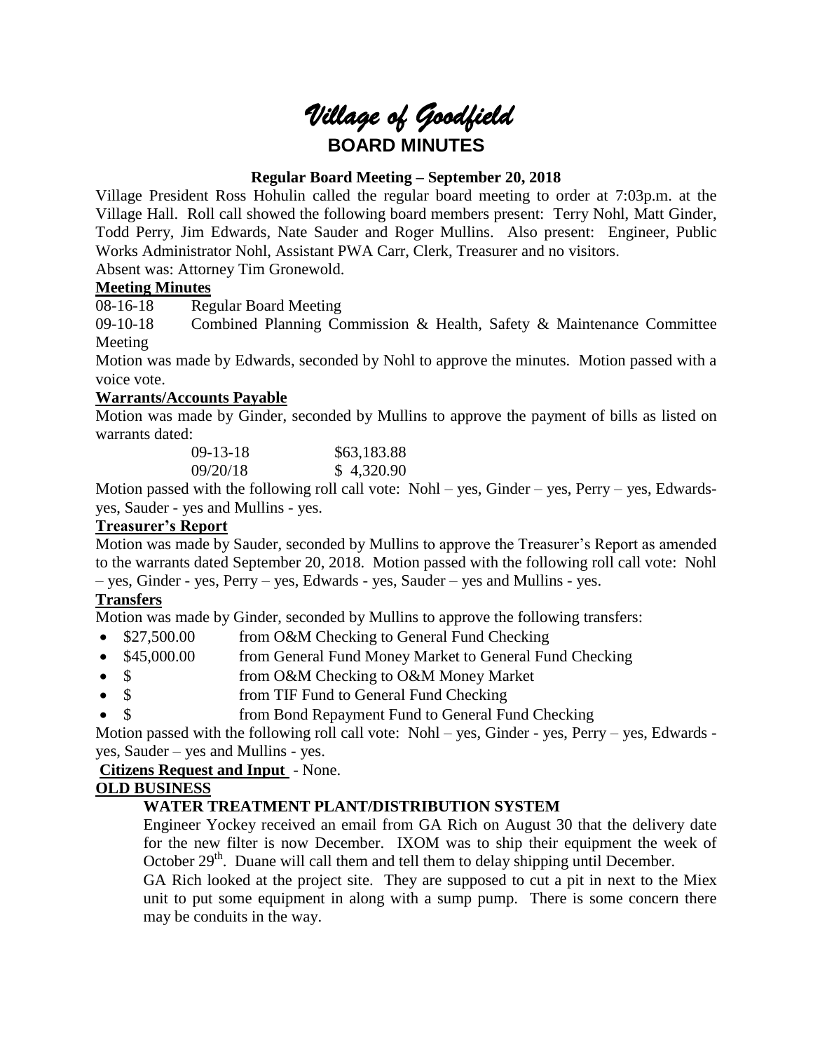# *Village of Goodfield*

## BOARD MINUTES

**Regular Board Meeting – September 20, 2018**

Village President Ross Hohulin called the regular board meeting to order at 7:03p.m. at the Village Hall. Roll call showed the following board members present: Terry Nohl, Matt Ginder, Todd Perry, Jim Edwards, Nate Sauder and Roger Mullins. Also present: Engineer, Public Works Administrator Nohl, Assistant PWA Carr, Clerk, Treasurer and no visitors.

Absent was: Attorney Tim Gronewold.

**Meeting Minutes**

08-16-18 Regular Board Meeting

09-10-18 Combined Planning Commission & Health, Safety & Maintenance Committee Meeting

Motion was made by Edwards, seconded by Nohl to approve the minutes. Motion passed with a voice vote.

**Warrants/Accounts Payable**

Motion was made by Ginder, seconded by Mullins to approve the payment of bills as listed on warrants dated:

| | |
|---|---|
| 09-13-18 | \$63,183.88 |
| 09/20/18 | \$ 4,320.90 |

Motion passed with the following roll call vote: Nohl – yes, Ginder – yes, Perry – yes, Edwards-yes, Sauder - yes and Mullins - yes.

**Treasurer's Report**

Motion was made by Sauder, seconded by Mullins to approve the Treasurer's Report as amended to the warrants dated September 20, 2018. Motion passed with the following roll call vote: Nohl – yes, Ginder - yes, Perry – yes, Edwards - yes, Sauder – yes and Mullins - yes.

**Transfers**

Motion was made by Ginder, seconded by Mullins to approve the following transfers:

- \$27,500.00 from O&M Checking to General Fund Checking
- \$45,000.00 from General Fund Money Market to General Fund Checking
- \$ from O&M Checking to O&M Money Market
- \$ from TIF Fund to General Fund Checking
- \$ from Bond Repayment Fund to General Fund Checking

Motion passed with the following roll call vote: Nohl – yes, Ginder - yes, Perry – yes, Edwards - yes, Sauder – yes and Mullins - yes.

**Citizens Request and Input** - None.

**OLD BUSINESS**

**WATER TREATMENT PLANT/DISTRIBUTION SYSTEM**

Engineer Yockey received an email from GA Rich on August 30 that the delivery date for the new filter is now December. IXOM was to ship their equipment the week of October 29th. Duane will call them and tell them to delay shipping until December.

GA Rich looked at the project site. They are supposed to cut a pit in next to the Miex unit to put some equipment in along with a sump pump. There is some concern there may be conduits in the way.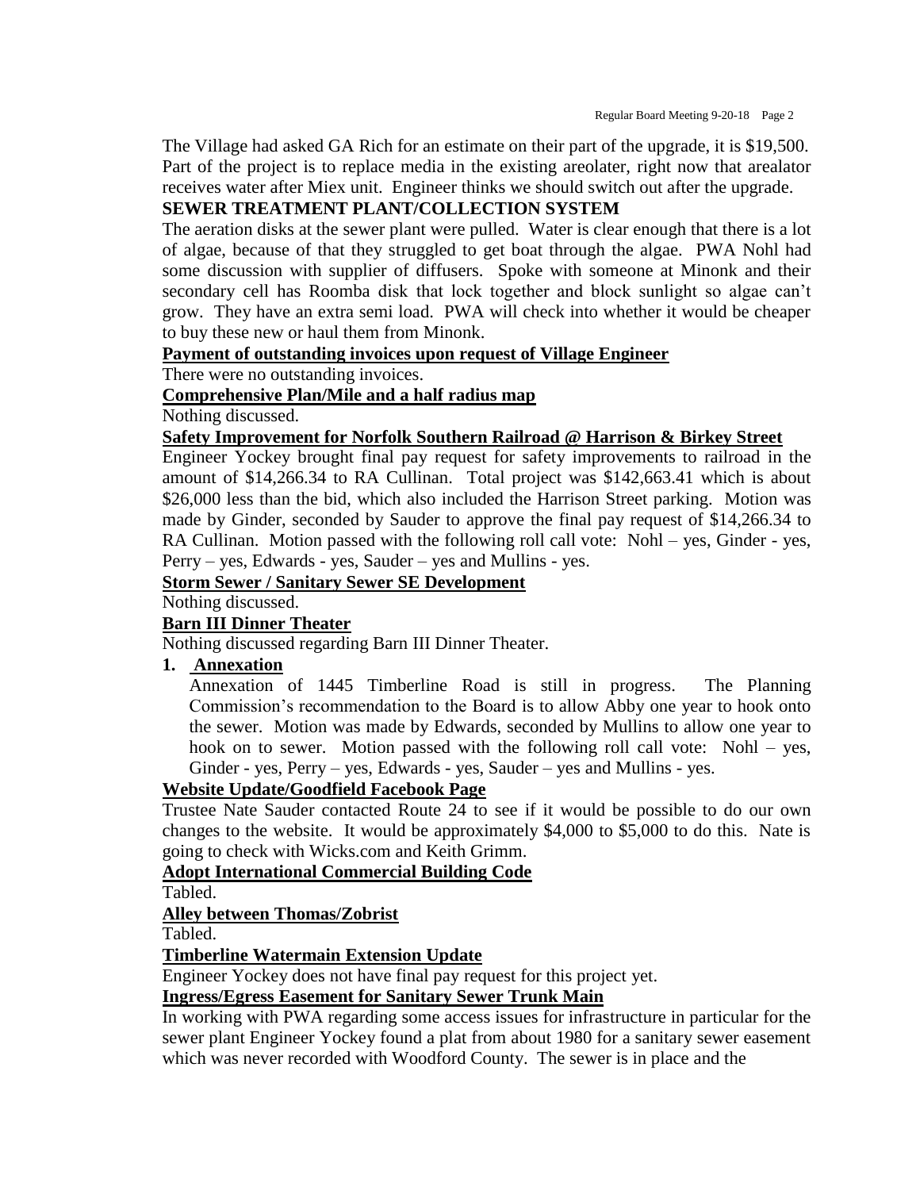The Village had asked GA Rich for an estimate on their part of the upgrade, it is $19,500. Part of the project is to replace media in the existing areolater, right now that arealator receives water after Miex unit. Engineer thinks we should switch out after the upgrade.

**SEWER TREATMENT PLANT/COLLECTION SYSTEM**

The aeration disks at the sewer plant were pulled. Water is clear enough that there is a lot of algae, because of that they struggled to get boat through the algae. PWA Nohl had some discussion with supplier of diffusers. Spoke with someone at Minonk and their secondary cell has Roomba disk that lock together and block sunlight so algae can't grow. They have an extra semi load. PWA will check into whether it would be cheaper to buy these new or haul them from Minonk.

**Payment of outstanding invoices upon request of Village Engineer**

There were no outstanding invoices.

**Comprehensive Plan/Mile and a half radius map**

Nothing discussed.

**Safety Improvement for Norfolk Southern Railroad @ Harrison & Birkey Street**

Engineer Yockey brought final pay request for safety improvements to railroad in the amount of $14,266.34 to RA Cullinan. Total project was $142,663.41 which is about $26,000 less than the bid, which also included the Harrison Street parking. Motion was made by Ginder, seconded by Sauder to approve the final pay request of $14,266.34 to RA Cullinan. Motion passed with the following roll call vote: Nohl – yes, Ginder - yes, Perry – yes, Edwards - yes, Sauder – yes and Mullins - yes.

**Storm Sewer / Sanitary Sewer SE Development**

Nothing discussed.

**Barn III Dinner Theater**

Nothing discussed regarding Barn III Dinner Theater.

1. **Annexation**

   Annexation of 1445 Timberline Road is still in progress. The Planning Commission's recommendation to the Board is to allow Abby one year to hook onto the sewer. Motion was made by Edwards, seconded by Mullins to allow one year to hook on to sewer. Motion passed with the following roll call vote: Nohl – yes, Ginder - yes, Perry – yes, Edwards - yes, Sauder – yes and Mullins - yes.

**Website Update/Goodfield Facebook Page**

Trustee Nate Sauder contacted Route 24 to see if it would be possible to do our own changes to the website. It would be approximately $4,000 to $5,000 to do this. Nate is going to check with Wicks.com and Keith Grimm.

**Adopt International Commercial Building Code**

Tabled.

**Alley between Thomas/Zobrist**

Tabled.

**Timberline Watermain Extension Update**

Engineer Yockey does not have final pay request for this project yet.

**Ingress/Egress Easement for Sanitary Sewer Trunk Main**

In working with PWA regarding some access issues for infrastructure in particular for the sewer plant Engineer Yockey found a plat from about 1980 for a sanitary sewer easement which was never recorded with Woodford County. The sewer is in place and the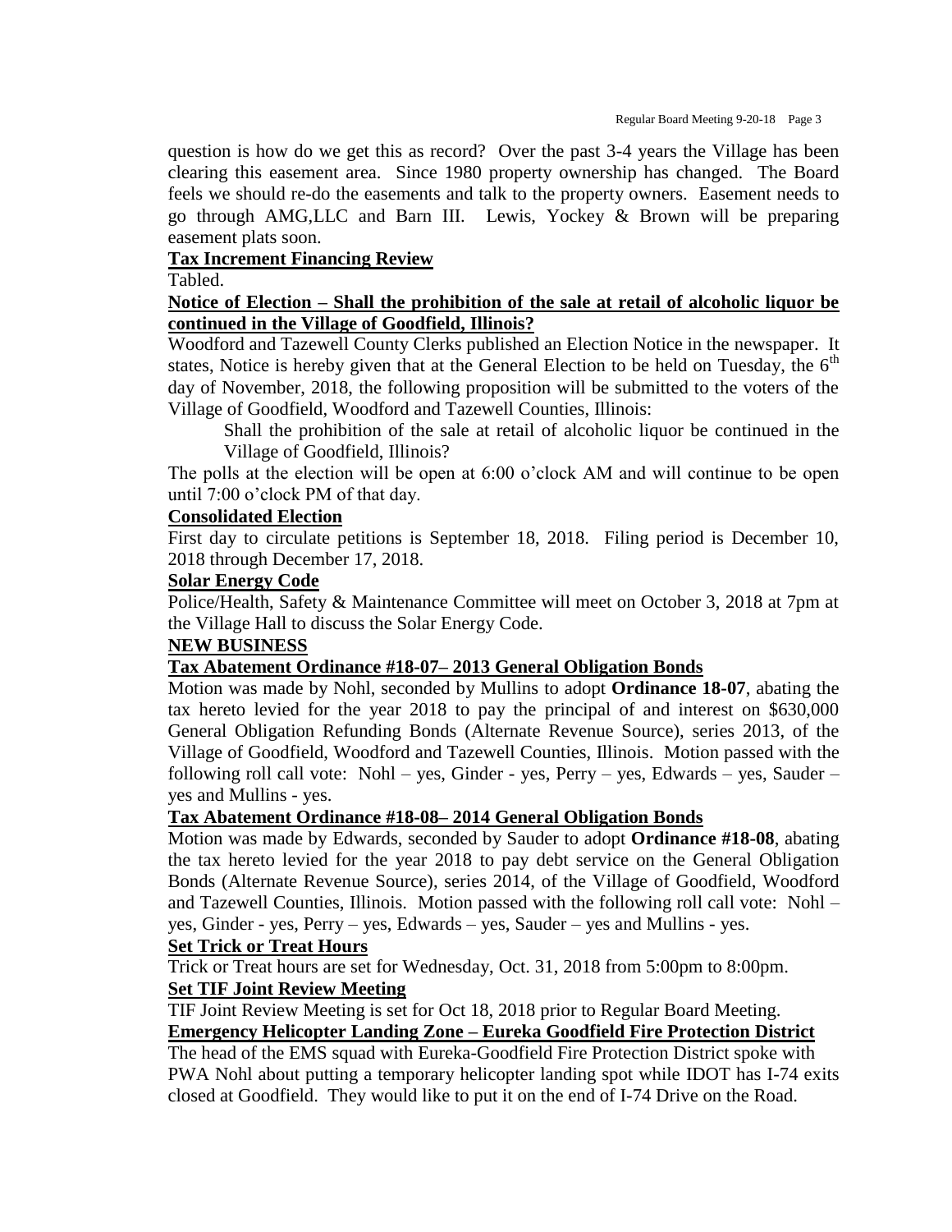question is how do we get this as record? Over the past 3-4 years the Village has been clearing this easement area. Since 1980 property ownership has changed. The Board feels we should re-do the easements and talk to the property owners. Easement needs to go through AMG,LLC and Barn III. Lewis, Yockey & Brown will be preparing easement plats soon.

**Tax Increment Financing Review**

Tabled.

**Notice of Election – Shall the prohibition of the sale at retail of alcoholic liquor be continued in the Village of Goodfield, Illinois?**

Woodford and Tazewell County Clerks published an Election Notice in the newspaper. It states, Notice is hereby given that at the General Election to be held on Tuesday, the 6th day of November, 2018, the following proposition will be submitted to the voters of the Village of Goodfield, Woodford and Tazewell Counties, Illinois:

> Shall the prohibition of the sale at retail of alcoholic liquor be continued in the Village of Goodfield, Illinois?

The polls at the election will be open at 6:00 o'clock AM and will continue to be open until 7:00 o'clock PM of that day.

**Consolidated Election**

First day to circulate petitions is September 18, 2018. Filing period is December 10, 2018 through December 17, 2018.

**Solar Energy Code**

Police/Health, Safety & Maintenance Committee will meet on October 3, 2018 at 7pm at the Village Hall to discuss the Solar Energy Code.

**NEW BUSINESS**

**Tax Abatement Ordinance #18-07– 2013 General Obligation Bonds**

Motion was made by Nohl, seconded by Mullins to adopt **Ordinance 18-07**, abating the tax hereto levied for the year 2018 to pay the principal of and interest on $630,000 General Obligation Refunding Bonds (Alternate Revenue Source), series 2013, of the Village of Goodfield, Woodford and Tazewell Counties, Illinois. Motion passed with the following roll call vote: Nohl – yes, Ginder - yes, Perry – yes, Edwards – yes, Sauder – yes and Mullins - yes.

**Tax Abatement Ordinance #18-08– 2014 General Obligation Bonds**

Motion was made by Edwards, seconded by Sauder to adopt **Ordinance #18-08**, abating the tax hereto levied for the year 2018 to pay debt service on the General Obligation Bonds (Alternate Revenue Source), series 2014, of the Village of Goodfield, Woodford and Tazewell Counties, Illinois. Motion passed with the following roll call vote: Nohl – yes, Ginder - yes, Perry – yes, Edwards – yes, Sauder – yes and Mullins - yes.

**Set Trick or Treat Hours**

Trick or Treat hours are set for Wednesday, Oct. 31, 2018 from 5:00pm to 8:00pm.

**Set TIF Joint Review Meeting**

TIF Joint Review Meeting is set for Oct 18, 2018 prior to Regular Board Meeting.

**Emergency Helicopter Landing Zone – Eureka Goodfield Fire Protection District**

The head of the EMS squad with Eureka-Goodfield Fire Protection District spoke with PWA Nohl about putting a temporary helicopter landing spot while IDOT has I-74 exits closed at Goodfield. They would like to put it on the end of I-74 Drive on the Road.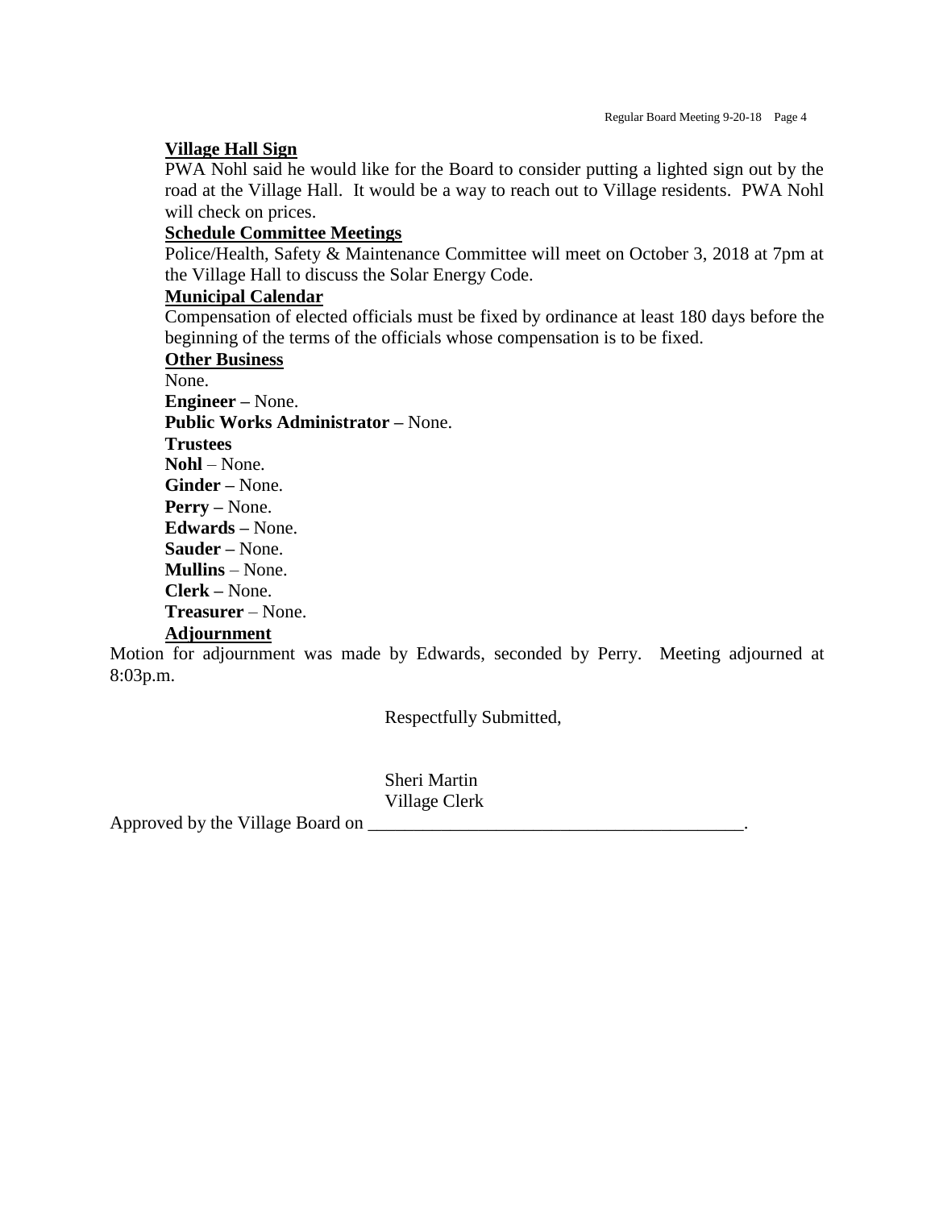**<u>Village Hall Sign</u>**

PWA Nohl said he would like for the Board to consider putting a lighted sign out by the road at the Village Hall. It would be a way to reach out to Village residents. PWA Nohl will check on prices.

**<u>Schedule Committee Meetings</u>**

Police/Health, Safety & Maintenance Committee will meet on October 3, 2018 at 7pm at the Village Hall to discuss the Solar Energy Code.

**<u>Municipal Calendar</u>**

Compensation of elected officials must be fixed by ordinance at least 180 days before the beginning of the terms of the officials whose compensation is to be fixed.

**<u>Other Business</u>**

None.

**Engineer –** None.

**Public Works Administrator –** None.

**Trustees**

**Nohl** – None.

**Ginder –** None.

**Perry –** None.

**Edwards –** None.

**Sauder –** None.

**Mullins** – None.

**Clerk –** None.

**Treasurer** – None.

**<u>Adjournment</u>**

Motion for adjournment was made by Edwards, seconded by Perry. Meeting adjourned at 8:03p.m.

Respectfully Submitted,

Sheri Martin
Village Clerk

Approved by the Village Board on \_\_\_\_\_\_\_\_\_\_\_\_\_\_\_\_\_\_\_\_\_\_\_\_\_\_\_\_\_\_\_\_\_\_\_\_\_\_\_\_.